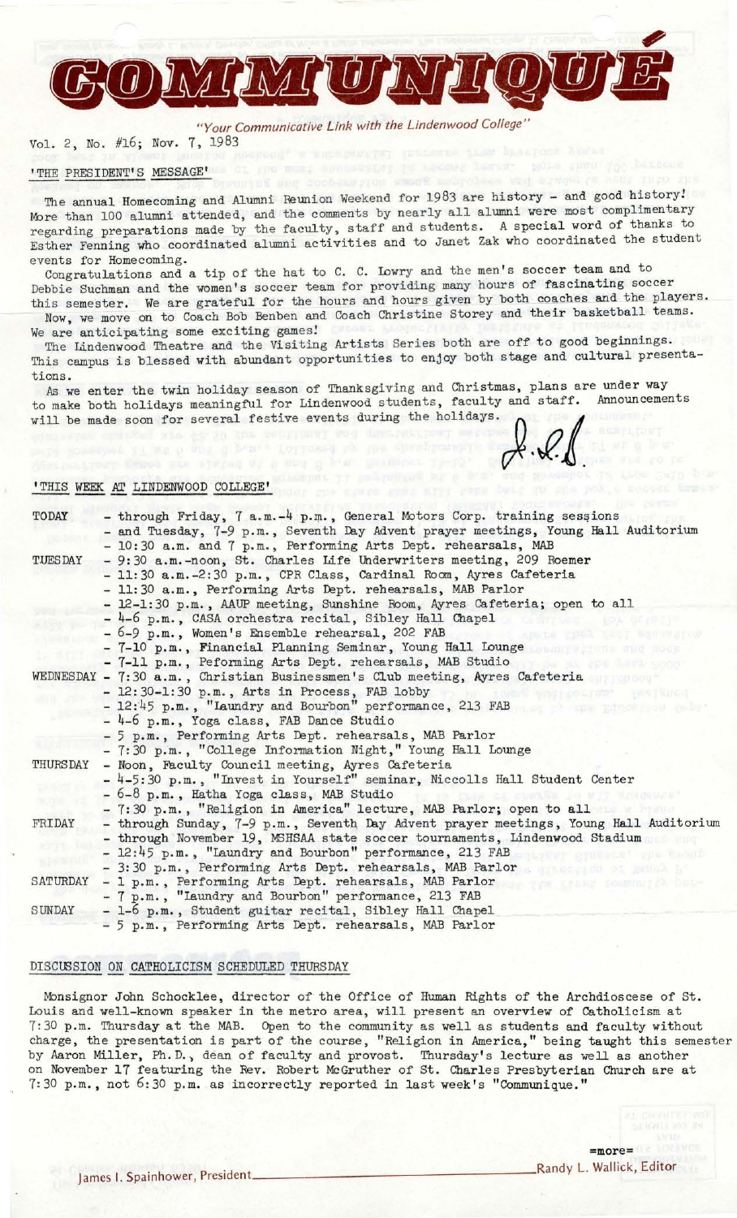# COMMUNIQUÉ

*"Your Communicative Link with the Lindenwood College"*

Vol. 2, No. #16; Nov. 7, 1983

## 'THE PRESIDENT'S MESSAGE'

The annual Homecoming and Alumni Reunion Weekend for 1983 are history - and good history! More than 100 alumni attended, and the comments by nearly all alumni were most complimentary regarding preparations made by the faculty, staff and students. A special word of thanks to Esther Fenning who coordinated alumni activities and to Janet Zak who coordinated the student events for Homecoming.

Congratulations and a tip of the hat to C. C. Lowry and the men's soccer team and to Debbie Suchman and the women's soccer team for providing many hours of fascinating soccer this semester. We are grateful for the hours and hours given by both coaches and the players.

Now, we move on to Coach Bob Benben and Coach Christine Storey and their basketball teams. We are anticipating some exciting games!

The Lindenwood Theatre and the Visiting Artists Series both are off to good beginnings. This campus is blessed with abundant opportunities to enjoy both stage and cultural presentations.

As we enter the twin holiday season of Thanksgiving and Christmas, plans are under way to make both holidays meaningful for Lindenwood students, faculty and staff. Announcements will be made soon for several festive events during the holidays.

## 'THIS WEEK AT LINDENWOOD COLLEGE'

TODAY
- through Friday, 7 a.m.-4 p.m., General Motors Corp. training sessions
- and Tuesday, 7-9 p.m., Seventh Day Advent prayer meetings, Young Hall Auditorium
- 10:30 a.m. and 7 p.m., Performing Arts Dept. rehearsals, MAB

TUESDAY
- 9:30 a.m.-noon, St. Charles Life Underwriters meeting, 209 Roemer
- 11:30 a.m.-2:30 p.m., CPR Class, Cardinal Room, Ayres Cafeteria
- 11:30 a.m., Performing Arts Dept. rehearsals, MAB Parlor
- 12-1:30 p.m., AAUP meeting, Sunshine Room, Ayres Cafeteria; open to all
- 4-6 p.m., CASA orchestra recital, Sibley Hall Chapel
- 6-9 p.m., Women's Ensemble rehearsal, 202 FAB
- 7-10 p.m., Financial Planning Seminar, Young Hall Lounge
- 7-11 p.m., Peforming Arts Dept. rehearsals, MAB Studio

WEDNESDAY
- 7:30 a.m., Christian Businessmen's Club meeting, Ayres Cafeteria
- 12:30-1:30 p.m., Arts in Process, FAB lobby
- 12:45 p.m., "Laundry and Bourbon" performance, 213 FAB
- 4-6 p.m., Yoga class, FAB Dance Studio
- 5 p.m., Performing Arts Dept. rehearsals, MAB Parlor
- 7:30 p.m., "College Information Night," Young Hall Lounge

THURSDAY
- Noon, Faculty Council meeting, Ayres Cafeteria
- 4-5:30 p.m., "Invest in Yourself" seminar, Niccolls Hall Student Center
- 6-8 p.m., Hatha Yoga class, MAB Studio
- 7:30 p.m., "Religion in America" lecture, MAB Parlor; open to all

FRIDAY
- through Sunday, 7-9 p.m., Seventh Day Advent prayer meetings, Young Hall Auditorium
- through November 19, MSHSAA state soccer tournaments, Lindenwood Stadium
- 12:45 p.m., "Laundry and Bourbon" performance, 213 FAB
- 3:30 p.m., Performing Arts Dept. rehearsals, MAB Parlor

SATURDAY
- 1 p.m., Performing Arts Dept. rehearsals, MAB Parlor
- 7 p.m., "Laundry and Bourbon" performance, 213 FAB

SUNDAY
- 1-6 p.m., Student guitar recital, Sibley Hall Chapel
- 5 p.m., Performing Arts Dept. rehearsals, MAB Parlor

## DISCUSSION ON CATHOLICISM SCHEDULED THURSDAY

Monsignor John Schocklee, director of the Office of Human Rights of the Archdiocese of St. Louis and well-known speaker in the metro area, will present an overview of Catholicism at 7:30 p.m. Thursday at the MAB. Open to the community as well as students and faculty without charge, the presentation is part of the course, "Religion in America," being taught this semester by Aaron Miller, Ph.D., dean of faculty and provost. Thursday's lecture as well as another on November 17 featuring the Rev. Robert McGruther of St. Charles Presbyterian Church are at 7:30 p.m., not 6:30 p.m. as incorrectly reported in last week's "Communique."

=more=

James I. Spainhower, President — Randy L. Wallick, Editor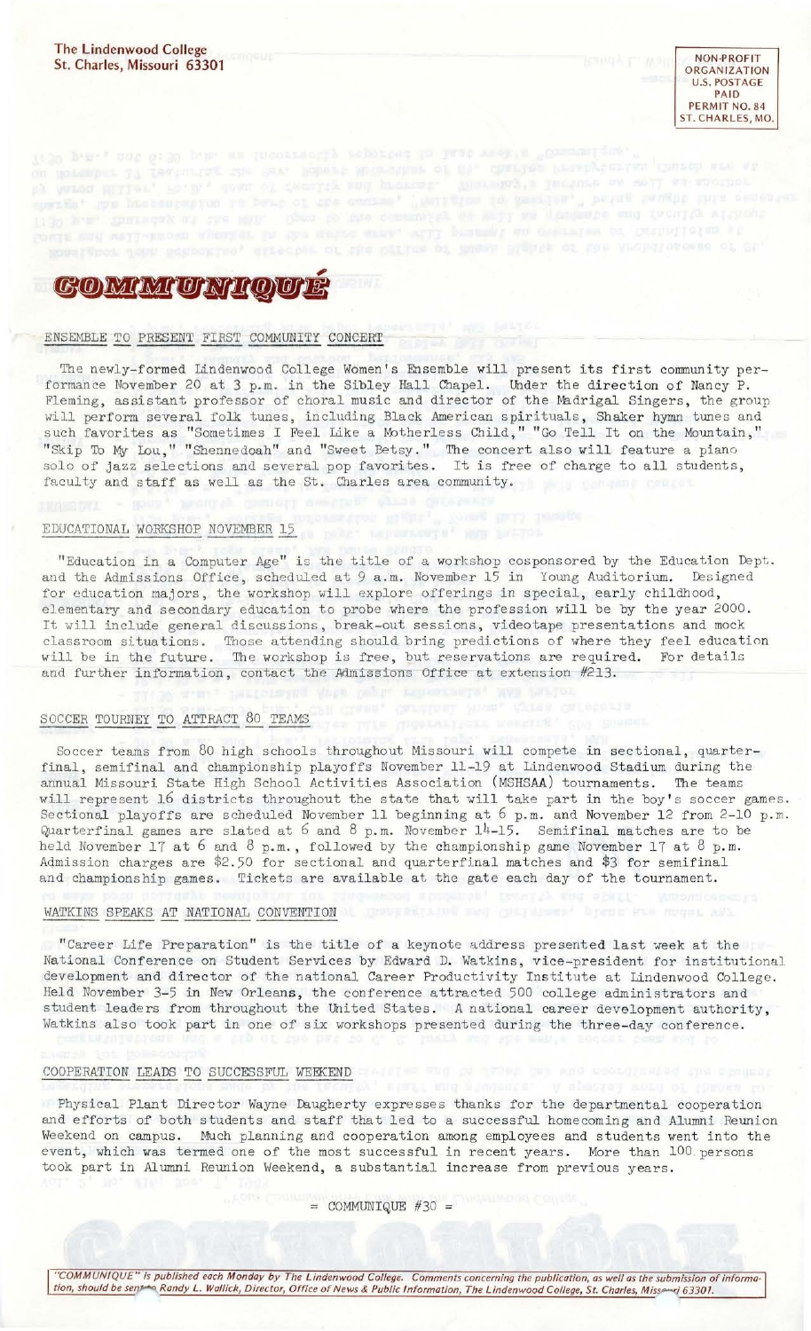The Lindenwood College
St. Charles, Missouri 63301

NON-PROFIT ORGANIZATION
U.S. POSTAGE
PAID
PERMIT NO. 84
ST. CHARLES, MO.

# COMMUNIQUE

## ENSEMBLE TO PRESENT FIRST COMMUNITY CONCERT

The newly-formed Lindenwood College Women's Ensemble will present its first community performance November 20 at 3 p.m. in the Sibley Hall Chapel. Under the direction of Nancy P. Fleming, assistant professor of choral music and director of the Madrigal Singers, the group will perform several folk tunes, including Black American spirituals, Shaker hymn tunes and such favorites as "Sometimes I Feel Like a Motherless Child," "Go Tell It on the Mountain," "Skip To My Lou," "Shennedoah" and "Sweet Betsy." The concert also will feature a piano solo of jazz selections and several pop favorites. It is free of charge to all students, faculty and staff as well as the St. Charles area community.

## EDUCATIONAL WORKSHOP NOVEMBER 15

"Education in a Computer Age" is the title of a workshop cosponsored by the Education Dept. and the Admissions Office, scheduled at 9 a.m. November 15 in Young Auditorium. Designed for education majors, the workshop will explore offerings in special, early childhood, elementary and secondary education to probe where the profession will be by the year 2000. It will include general discussions, break-out sessions, videotape presentations and mock classroom situations. Those attending should bring predictions of where they feel education will be in the future. The workshop is free, but reservations are required. For details and further information, contact the Admissions Office at extension #213.

## SOCCER TOURNEY TO ATTRACT 80 TEAMS

Soccer teams from 80 high schools throughout Missouri will compete in sectional, quarterfinal, semifinal and championship playoffs November 11-19 at Lindenwood Stadium during the annual Missouri State High School Activities Association (MSHSAA) tournaments. The teams will represent 16 districts throughout the state that will take part in the boy's soccer games. Sectional playoffs are scheduled November 11 beginning at 6 p.m. and November 12 from 2-10 p.m. Quarterfinal games are slated at 6 and 8 p.m. November 14-15. Semifinal matches are to be held November 17 at 6 and 8 p.m., followed by the championship game November 17 at 8 p.m. Admission charges are $2.50 for sectional and quarterfinal matches and $3 for semifinal and championship games. Tickets are available at the gate each day of the tournament.

## WATKINS SPEAKS AT NATIONAL CONVENTION

"Career Life Preparation" is the title of a keynote address presented last week at the National Conference on Student Services by Edward D. Watkins, vice-president for institutional development and director of the national Career Productivity Institute at Lindenwood College. Held November 3-5 in New Orleans, the conference attracted 500 college administrators and student leaders from throughout the United States. A national career development authority, Watkins also took part in one of six workshops presented during the three-day conference.

## COOPERATION LEADS TO SUCCESSFUL WEEKEND

Physical Plant Director Wayne Daugherty expresses thanks for the departmental cooperation and efforts of both students and staff that led to a successful homecoming and Alumni Reunion Weekend on campus. Much planning and cooperation among employees and students went into the event, which was termed one of the most successful in recent years. More than 100 persons took part in Alumni Reunion Weekend, a substantial increase from previous years.

= COMMUNIQUE #30 =

*"COMMUNIQUE" is published each Monday by The Lindenwood College. Comments concerning the publication, as well as the submission of information, should be sent to Randy L. Wallick, Director, Office of News & Public Information, The Lindenwood College, St. Charles, Missouri 63301.*